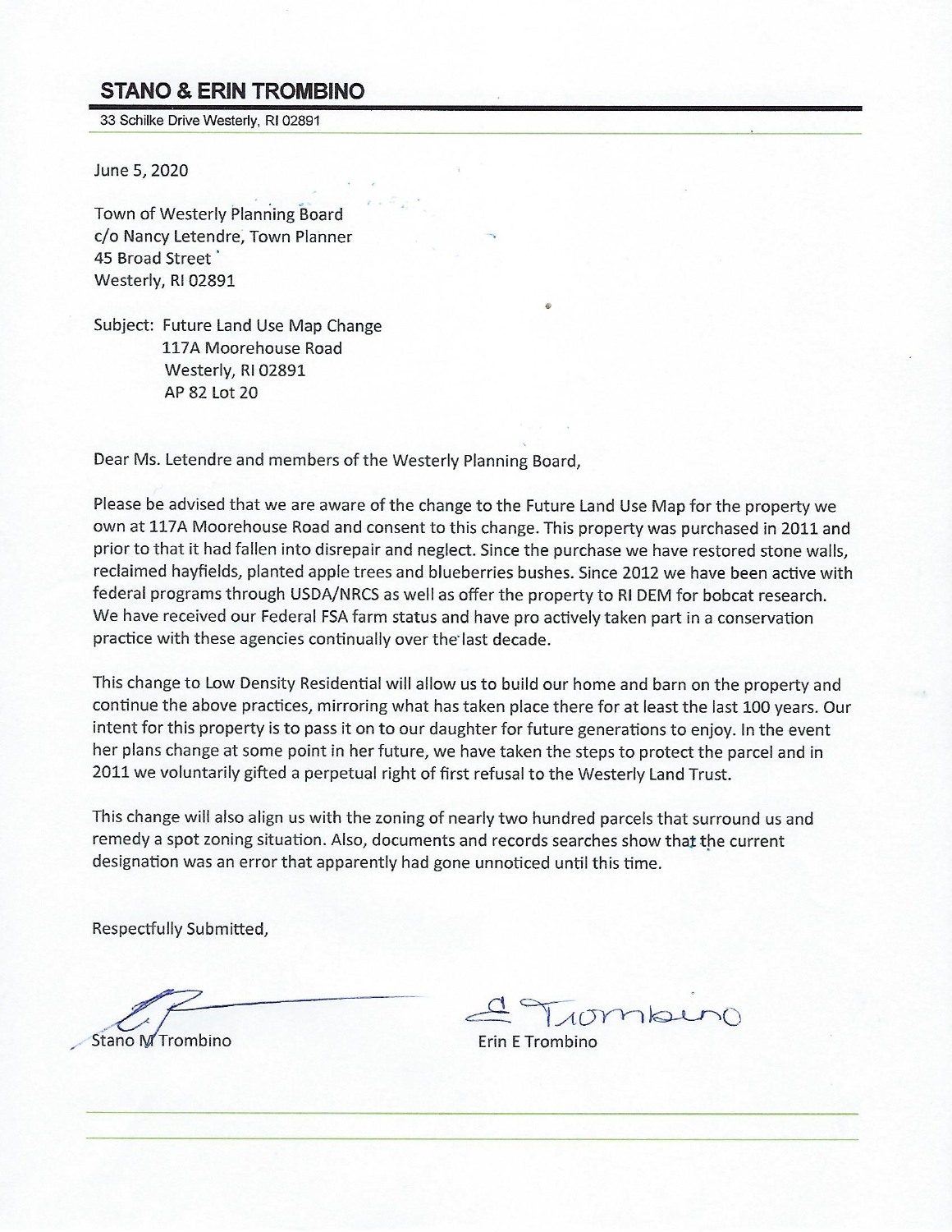## STANO & ERIN TROMBINO

33 Schilke Drive Westerly, RI 02891

June 5, 2020

Town of Westerly Planning Board
c/o Nancy Letendre, Town Planner
45 Broad Street
Westerly, RI 02891

Subject: Future Land Use Map Change
117A Moorehouse Road
Westerly, RI 02891
AP 82 Lot 20

Dear Ms. Letendre and members of the Westerly Planning Board,

Please be advised that we are aware of the change to the Future Land Use Map for the property we own at 117A Moorehouse Road and consent to this change. This property was purchased in 2011 and prior to that it had fallen into disrepair and neglect. Since the purchase we have restored stone walls, reclaimed hayfields, planted apple trees and blueberries bushes. Since 2012 we have been active with federal programs through USDA/NRCS as well as offer the property to RI DEM for bobcat research. We have received our Federal FSA farm status and have pro actively taken part in a conservation practice with these agencies continually over the last decade.

This change to Low Density Residential will allow us to build our home and barn on the property and continue the above practices, mirroring what has taken place there for at least the last 100 years. Our intent for this property is to pass it on to our daughter for future generations to enjoy. In the event her plans change at some point in her future, we have taken the steps to protect the parcel and in 2011 we voluntarily gifted a perpetual right of first refusal to the Westerly Land Trust.

This change will also align us with the zoning of nearly two hundred parcels that surround us and remedy a spot zoning situation. Also, documents and records searches show that the current designation was an error that apparently had gone unnoticed until this time.

Respectfully Submitted,

Stano M Trombino

Erin E Trombino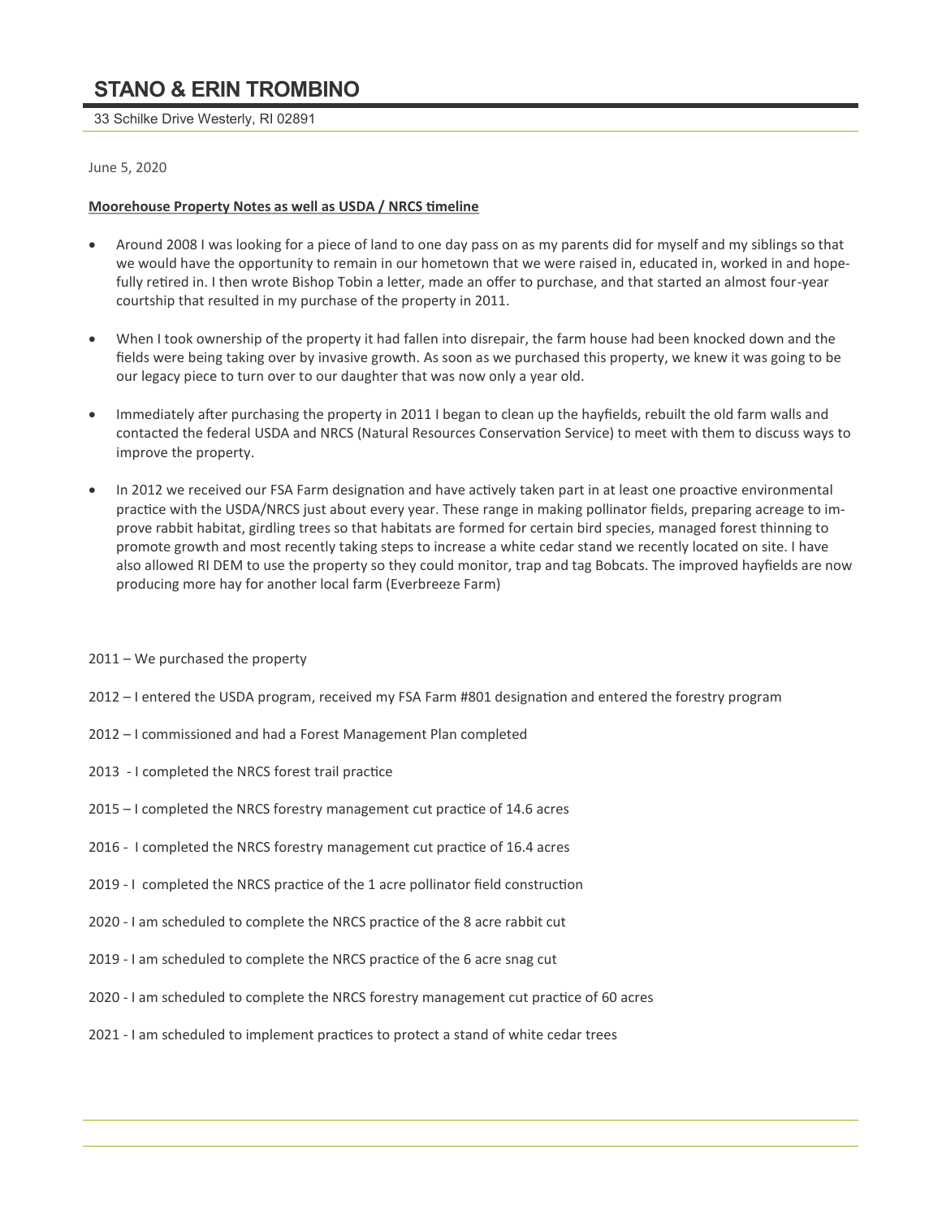# STANO & ERIN TROMBINO

33 Schilke Drive Westerly, RI 02891

June 5, 2020

**Moorehouse Property Notes as well as USDA / NRCS timeline**

- Around 2008 I was looking for a piece of land to one day pass on as my parents did for myself and my siblings so that we would have the opportunity to remain in our hometown that we were raised in, educated in, worked in and hopefully retired in. I then wrote Bishop Tobin a letter, made an offer to purchase, and that started an almost four-year courtship that resulted in my purchase of the property in 2011.
- When I took ownership of the property it had fallen into disrepair, the farm house had been knocked down and the fields were being taking over by invasive growth. As soon as we purchased this property, we knew it was going to be our legacy piece to turn over to our daughter that was now only a year old.
- Immediately after purchasing the property in 2011 I began to clean up the hayfields, rebuilt the old farm walls and contacted the federal USDA and NRCS (Natural Resources Conservation Service) to meet with them to discuss ways to improve the property.
- In 2012 we received our FSA Farm designation and have actively taken part in at least one proactive environmental practice with the USDA/NRCS just about every year. These range in making pollinator fields, preparing acreage to improve rabbit habitat, girdling trees so that habitats are formed for certain bird species, managed forest thinning to promote growth and most recently taking steps to increase a white cedar stand we recently located on site. I have also allowed RI DEM to use the property so they could monitor, trap and tag Bobcats. The improved hayfields are now producing more hay for another local farm (Everbreeze Farm)

2011 – We purchased the property

2012 – I entered the USDA program, received my FSA Farm #801 designation and entered the forestry program

2012 – I commissioned and had a Forest Management Plan completed

2013 - I completed the NRCS forest trail practice

2015 – I completed the NRCS forestry management cut practice of 14.6 acres

2016 - I completed the NRCS forestry management cut practice of 16.4 acres

2019 - I completed the NRCS practice of the 1 acre pollinator field construction

2020 - I am scheduled to complete the NRCS practice of the 8 acre rabbit cut

2019 - I am scheduled to complete the NRCS practice of the 6 acre snag cut

2020 - I am scheduled to complete the NRCS forestry management cut practice of 60 acres

2021 - I am scheduled to implement practices to protect a stand of white cedar trees